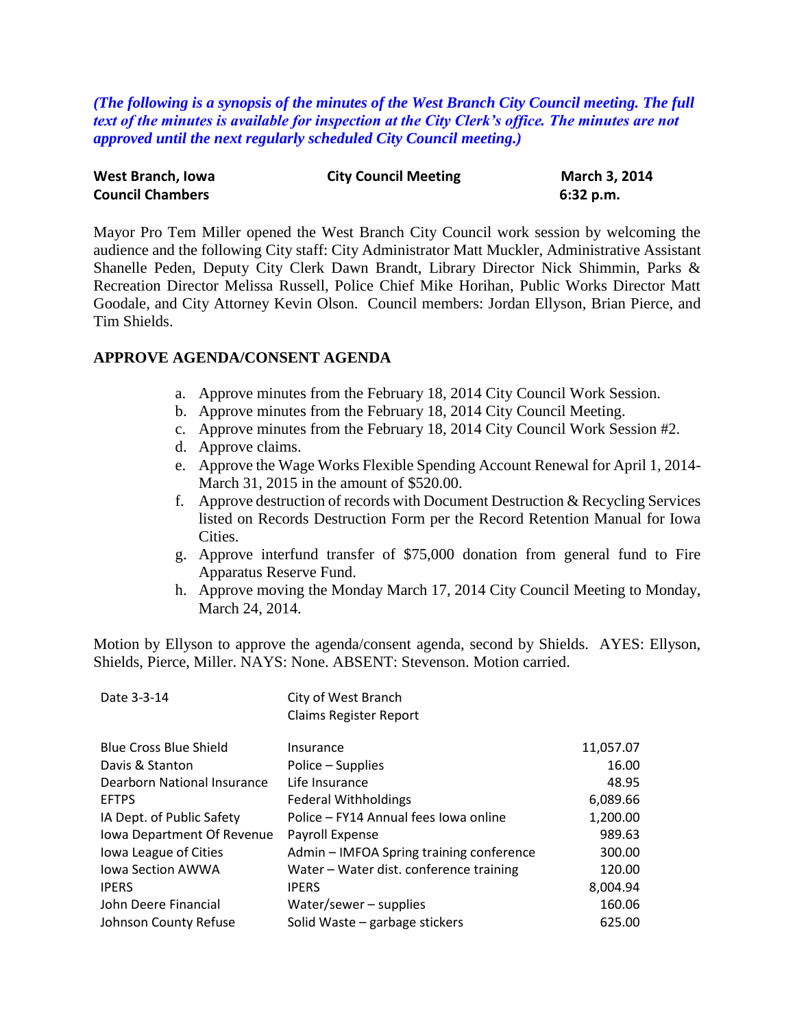*(The following is a synopsis of the minutes of the West Branch City Council meeting. The full text of the minutes is available for inspection at the City Clerk's office. The minutes are not approved until the next regularly scheduled City Council meeting.)*

| **West Branch, Iowa** | **City Council Meeting** | **March 3, 2014** |
|---|---|---|
| **Council Chambers** | | **6:32 p.m.** |

Mayor Pro Tem Miller opened the West Branch City Council work session by welcoming the audience and the following City staff: City Administrator Matt Muckler, Administrative Assistant Shanelle Peden, Deputy City Clerk Dawn Brandt, Library Director Nick Shimmin, Parks & Recreation Director Melissa Russell, Police Chief Mike Horihan, Public Works Director Matt Goodale, and City Attorney Kevin Olson. Council members: Jordan Ellyson, Brian Pierce, and Tim Shields.

## APPROVE AGENDA/CONSENT AGENDA

a. Approve minutes from the February 18, 2014 City Council Work Session.
b. Approve minutes from the February 18, 2014 City Council Meeting.
c. Approve minutes from the February 18, 2014 City Council Work Session #2.
d. Approve claims.
e. Approve the Wage Works Flexible Spending Account Renewal for April 1, 2014-March 31, 2015 in the amount of $520.00.
f. Approve destruction of records with Document Destruction & Recycling Services listed on Records Destruction Form per the Record Retention Manual for Iowa Cities.
g. Approve interfund transfer of $75,000 donation from general fund to Fire Apparatus Reserve Fund.
h. Approve moving the Monday March 17, 2014 City Council Meeting to Monday, March 24, 2014.

Motion by Ellyson to approve the agenda/consent agenda, second by Shields. AYES: Ellyson, Shields, Pierce, Miller. NAYS: None. ABSENT: Stevenson. Motion carried.

| Date 3-3-14 | City of West Branch<br>Claims Register Report | |
|---|---|---|
| Blue Cross Blue Shield | Insurance | 11,057.07 |
| Davis & Stanton | Police – Supplies | 16.00 |
| Dearborn National Insurance | Life Insurance | 48.95 |
| EFTPS | Federal Withholdings | 6,089.66 |
| IA Dept. of Public Safety | Police – FY14 Annual fees Iowa online | 1,200.00 |
| Iowa Department Of Revenue | Payroll Expense | 989.63 |
| Iowa League of Cities | Admin – IMFOA Spring training conference | 300.00 |
| Iowa Section AWWA | Water – Water dist. conference training | 120.00 |
| IPERS | IPERS | 8,004.94 |
| John Deere Financial | Water/sewer – supplies | 160.06 |
| Johnson County Refuse | Solid Waste – garbage stickers | 625.00 |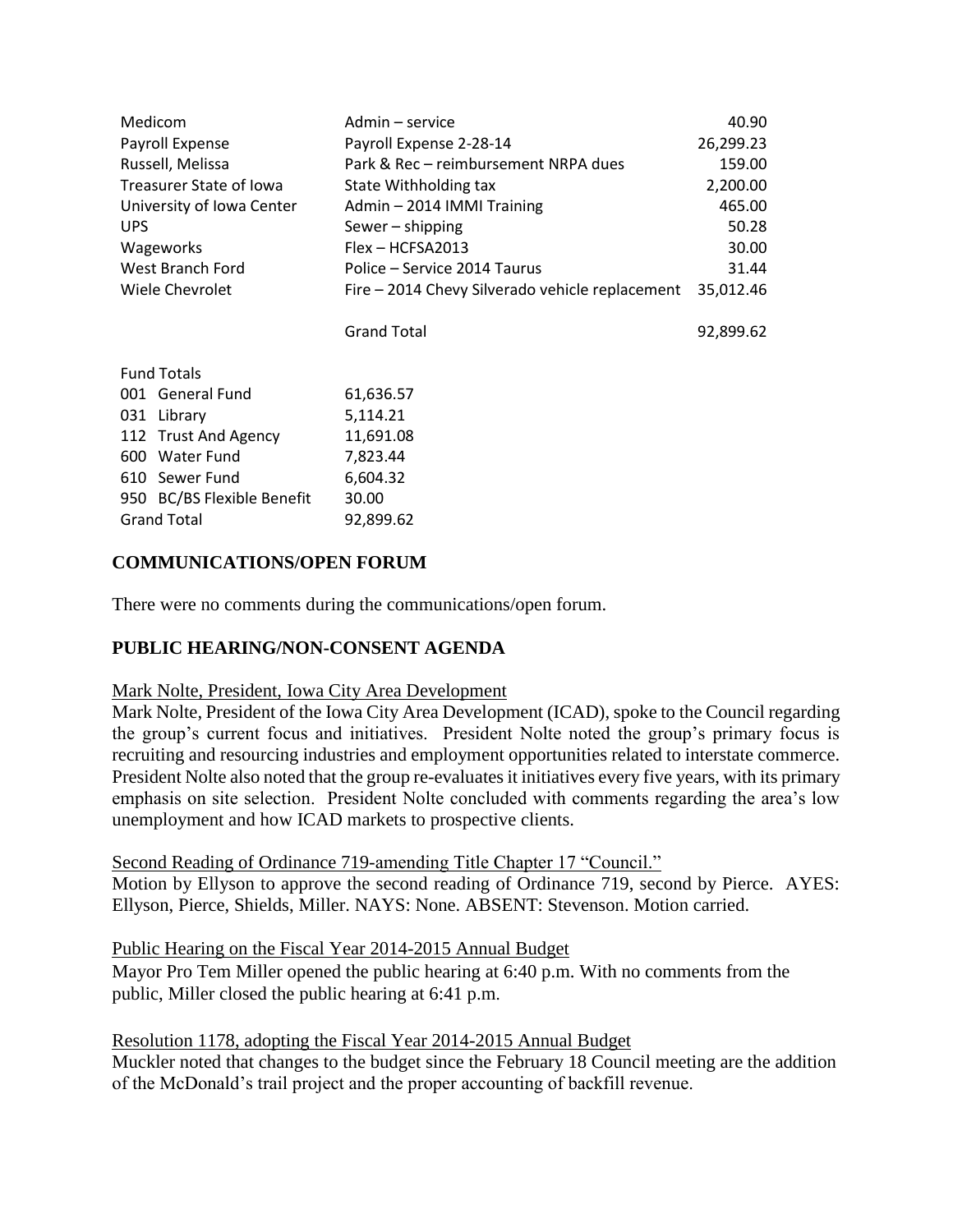| | | |
|---|---|---|
| Medicom | Admin – service | 40.90 |
| Payroll Expense | Payroll Expense 2-28-14 | 26,299.23 |
| Russell, Melissa | Park & Rec – reimbursement NRPA dues | 159.00 |
| Treasurer State of Iowa | State Withholding tax | 2,200.00 |
| University of Iowa Center | Admin – 2014 IMMI Training | 465.00 |
| UPS | Sewer – shipping | 50.28 |
| Wageworks | Flex – HCFSA2013 | 30.00 |
| West Branch Ford | Police – Service 2014 Taurus | 31.44 |
| Wiele Chevrolet | Fire – 2014 Chevy Silverado vehicle replacement | 35,012.46 |
| | Grand Total | 92,899.62 |

| Fund Totals | |
|---|---|
| 001 General Fund | 61,636.57 |
| 031 Library | 5,114.21 |
| 112 Trust And Agency | 11,691.08 |
| 600 Water Fund | 7,823.44 |
| 610 Sewer Fund | 6,604.32 |
| 950 BC/BS Flexible Benefit | 30.00 |
| Grand Total | 92,899.62 |

## COMMUNICATIONS/OPEN FORUM

There were no comments during the communications/open forum.

## PUBLIC HEARING/NON-CONSENT AGENDA

Mark Nolte, President, Iowa City Area Development

Mark Nolte, President of the Iowa City Area Development (ICAD), spoke to the Council regarding the group's current focus and initiatives. President Nolte noted the group's primary focus is recruiting and resourcing industries and employment opportunities related to interstate commerce. President Nolte also noted that the group re-evaluates it initiatives every five years, with its primary emphasis on site selection. President Nolte concluded with comments regarding the area's low unemployment and how ICAD markets to prospective clients.

Second Reading of Ordinance 719-amending Title Chapter 17 "Council."

Motion by Ellyson to approve the second reading of Ordinance 719, second by Pierce. AYES: Ellyson, Pierce, Shields, Miller. NAYS: None. ABSENT: Stevenson. Motion carried.

Public Hearing on the Fiscal Year 2014-2015 Annual Budget

Mayor Pro Tem Miller opened the public hearing at 6:40 p.m. With no comments from the public, Miller closed the public hearing at 6:41 p.m.

Resolution 1178, adopting the Fiscal Year 2014-2015 Annual Budget

Muckler noted that changes to the budget since the February 18 Council meeting are the addition of the McDonald's trail project and the proper accounting of backfill revenue.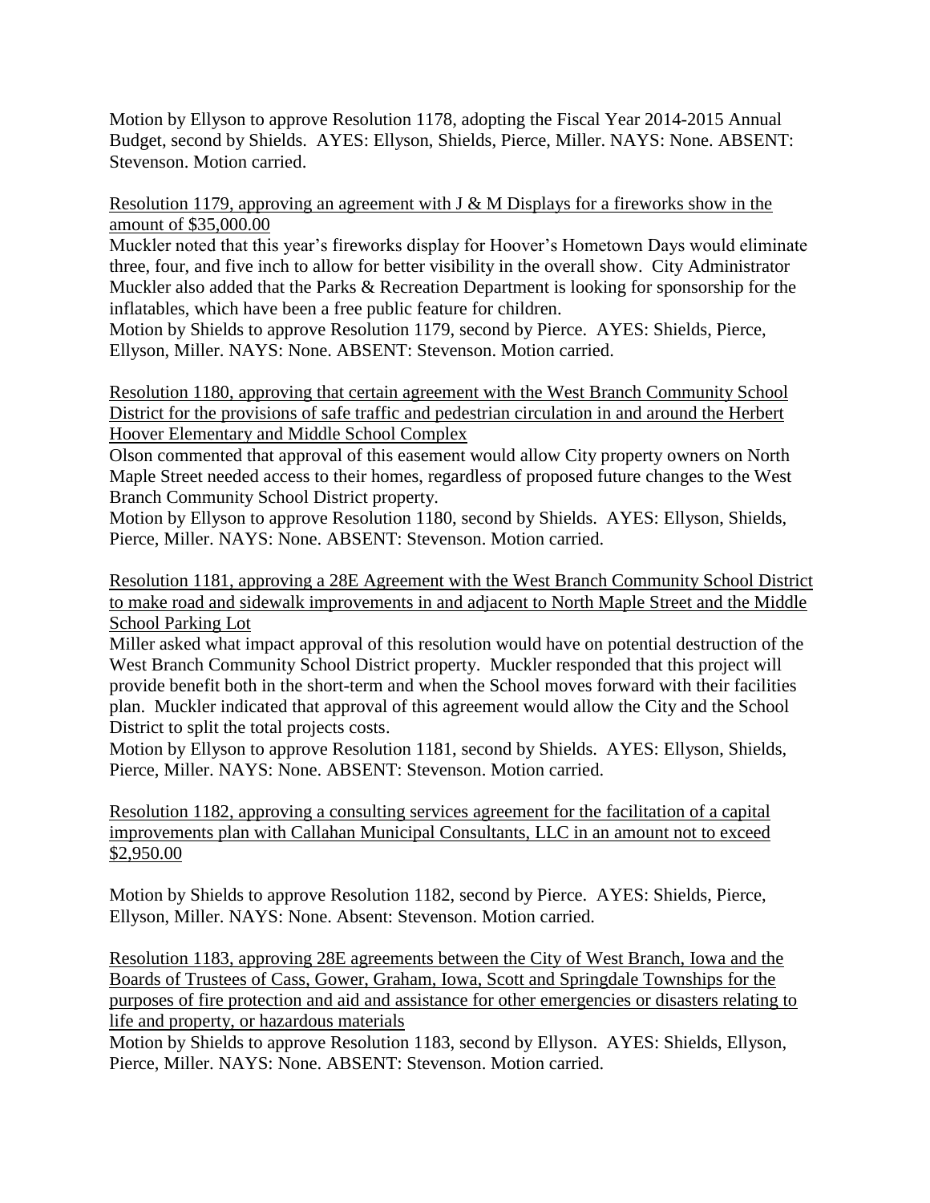Motion by Ellyson to approve Resolution 1178, adopting the Fiscal Year 2014-2015 Annual Budget, second by Shields. AYES: Ellyson, Shields, Pierce, Miller. NAYS: None. ABSENT: Stevenson. Motion carried.

<u>Resolution 1179, approving an agreement with J & M Displays for a fireworks show in the amount of $35,000.00</u>

Muckler noted that this year's fireworks display for Hoover's Hometown Days would eliminate three, four, and five inch to allow for better visibility in the overall show. City Administrator Muckler also added that the Parks & Recreation Department is looking for sponsorship for the inflatables, which have been a free public feature for children.

Motion by Shields to approve Resolution 1179, second by Pierce. AYES: Shields, Pierce, Ellyson, Miller. NAYS: None. ABSENT: Stevenson. Motion carried.

<u>Resolution 1180, approving that certain agreement with the West Branch Community School District for the provisions of safe traffic and pedestrian circulation in and around the Herbert Hoover Elementary and Middle School Complex</u>

Olson commented that approval of this easement would allow City property owners on North Maple Street needed access to their homes, regardless of proposed future changes to the West Branch Community School District property.

Motion by Ellyson to approve Resolution 1180, second by Shields. AYES: Ellyson, Shields, Pierce, Miller. NAYS: None. ABSENT: Stevenson. Motion carried.

<u>Resolution 1181, approving a 28E Agreement with the West Branch Community School District to make road and sidewalk improvements in and adjacent to North Maple Street and the Middle School Parking Lot</u>

Miller asked what impact approval of this resolution would have on potential destruction of the West Branch Community School District property. Muckler responded that this project will provide benefit both in the short-term and when the School moves forward with their facilities plan. Muckler indicated that approval of this agreement would allow the City and the School District to split the total projects costs.

Motion by Ellyson to approve Resolution 1181, second by Shields. AYES: Ellyson, Shields, Pierce, Miller. NAYS: None. ABSENT: Stevenson. Motion carried.

<u>Resolution 1182, approving a consulting services agreement for the facilitation of a capital improvements plan with Callahan Municipal Consultants, LLC in an amount not to exceed $2,950.00</u>

Motion by Shields to approve Resolution 1182, second by Pierce. AYES: Shields, Pierce, Ellyson, Miller. NAYS: None. Absent: Stevenson. Motion carried.

<u>Resolution 1183, approving 28E agreements between the City of West Branch, Iowa and the Boards of Trustees of Cass, Gower, Graham, Iowa, Scott and Springdale Townships for the purposes of fire protection and aid and assistance for other emergencies or disasters relating to life and property, or hazardous materials</u>

Motion by Shields to approve Resolution 1183, second by Ellyson. AYES: Shields, Ellyson, Pierce, Miller. NAYS: None. ABSENT: Stevenson. Motion carried.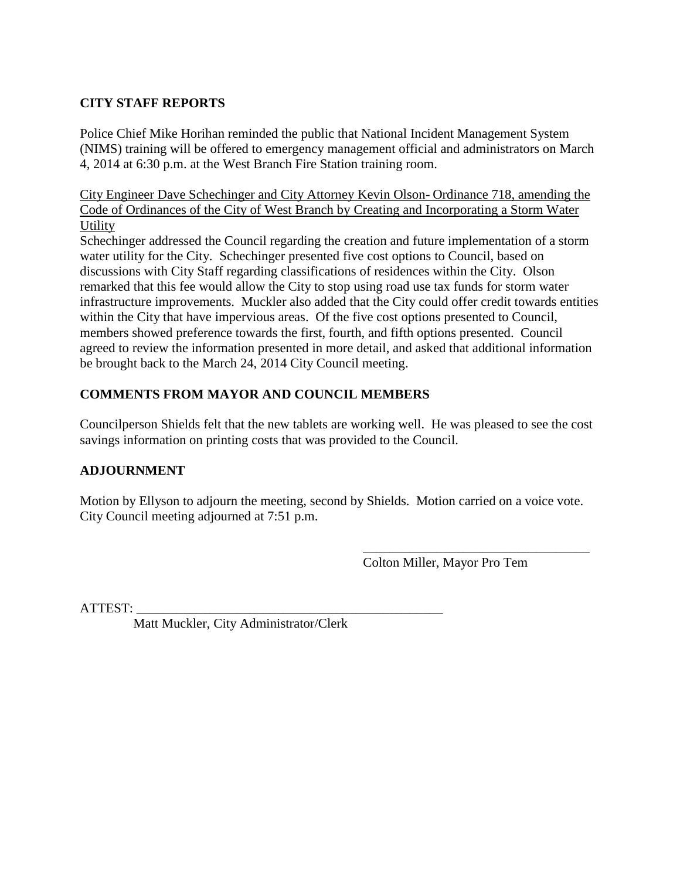## CITY STAFF REPORTS

Police Chief Mike Horihan reminded the public that National Incident Management System (NIMS) training will be offered to emergency management official and administrators on March 4, 2014 at 6:30 p.m. at the West Branch Fire Station training room.

City Engineer Dave Schechinger and City Attorney Kevin Olson- Ordinance 718, amending the Code of Ordinances of the City of West Branch by Creating and Incorporating a Storm Water Utility

Schechinger addressed the Council regarding the creation and future implementation of a storm water utility for the City. Schechinger presented five cost options to Council, based on discussions with City Staff regarding classifications of residences within the City. Olson remarked that this fee would allow the City to stop using road use tax funds for storm water infrastructure improvements. Muckler also added that the City could offer credit towards entities within the City that have impervious areas. Of the five cost options presented to Council, members showed preference towards the first, fourth, and fifth options presented. Council agreed to review the information presented in more detail, and asked that additional information be brought back to the March 24, 2014 City Council meeting.

## COMMENTS FROM MAYOR AND COUNCIL MEMBERS

Councilperson Shields felt that the new tablets are working well. He was pleased to see the cost savings information on printing costs that was provided to the Council.

## ADJOURNMENT

Motion by Ellyson to adjourn the meeting, second by Shields. Motion carried on a voice vote. City Council meeting adjourned at 7:51 p.m.

___________________________________
Colton Miller, Mayor Pro Tem

ATTEST: ___________________________________________
Matt Muckler, City Administrator/Clerk